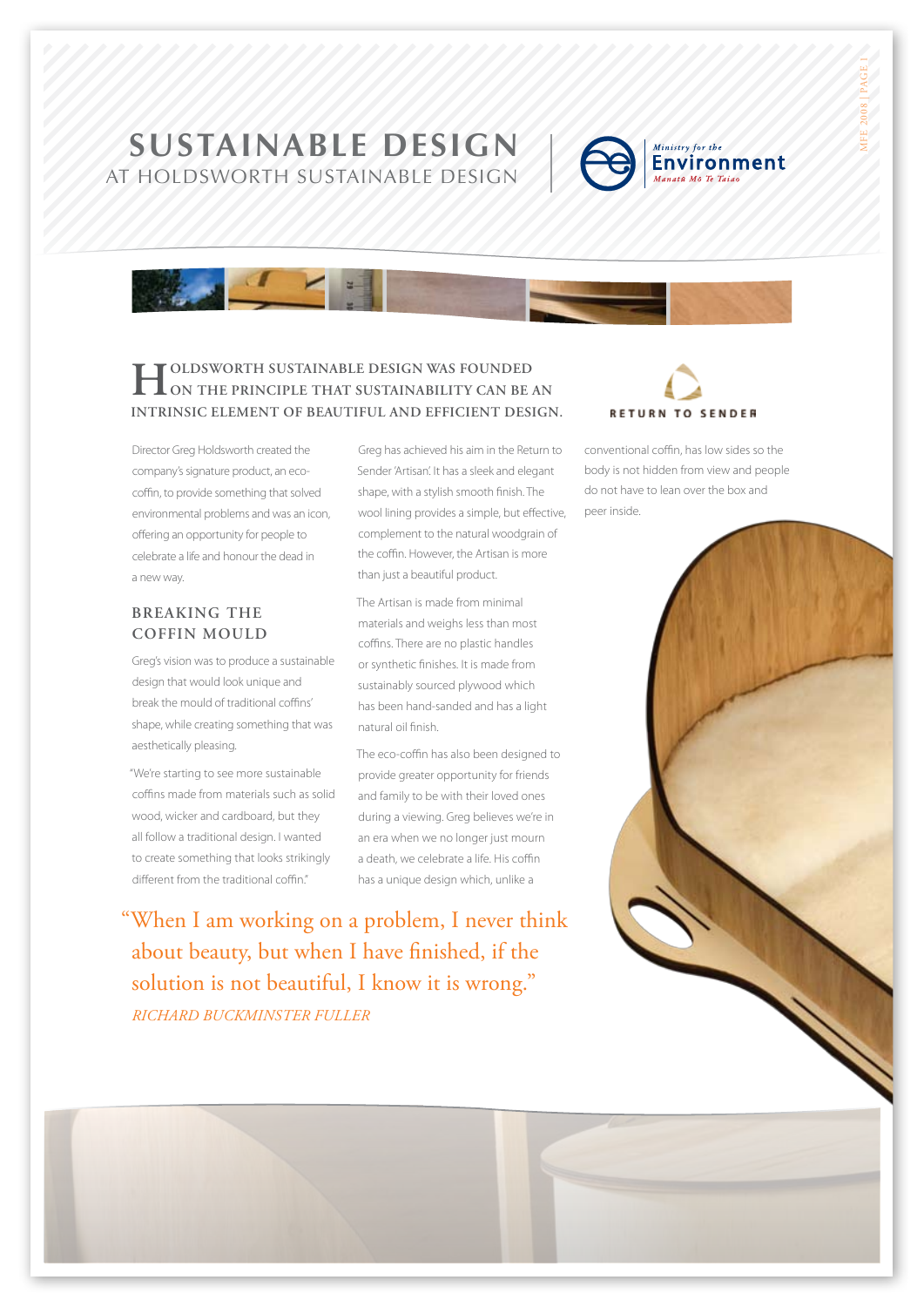# SUSTAINABLE DESIGN
## AT HOLDSWORTH SUSTAINABLE DESIGN

Ministry for the Environment
Manatū Mō Te Taiao

**HOLDSWORTH SUSTAINABLE DESIGN WAS FOUNDED ON THE PRINCIPLE THAT SUSTAINABILITY CAN BE AN INTRINSIC ELEMENT OF BEAUTIFUL AND EFFICIENT DESIGN.**

RETURN TO SENDER

Director Greg Holdsworth created the company's signature product, an eco-coffin, to provide something that solved environmental problems and was an icon, offering an opportunity for people to celebrate a life and honour the dead in a new way.

### BREAKING THE COFFIN MOULD

Greg's vision was to produce a sustainable design that would look unique and break the mould of traditional coffins' shape, while creating something that was aesthetically pleasing.

"We're starting to see more sustainable coffins made from materials such as solid wood, wicker and cardboard, but they all follow a traditional design. I wanted to create something that looks strikingly different from the traditional coffin."

Greg has achieved his aim in the Return to Sender 'Artisan'. It has a sleek and elegant shape, with a stylish smooth finish. The wool lining provides a simple, but effective, complement to the natural woodgrain of the coffin. However, the Artisan is more than just a beautiful product.

The Artisan is made from minimal materials and weighs less than most coffins. There are no plastic handles or synthetic finishes. It is made from sustainably sourced plywood which has been hand-sanded and has a light natural oil finish.

The eco-coffin has also been designed to provide greater opportunity for friends and family to be with their loved ones during a viewing. Greg believes we're in an era when we no longer just mourn a death, we celebrate a life. His coffin has a unique design which, unlike a conventional coffin, has low sides so the body is not hidden from view and people do not have to lean over the box and peer inside.

> "When I am working on a problem, I never think about beauty, but when I have finished, if the solution is not beautiful, I know it is wrong."
> *RICHARD BUCKMINSTER FULLER*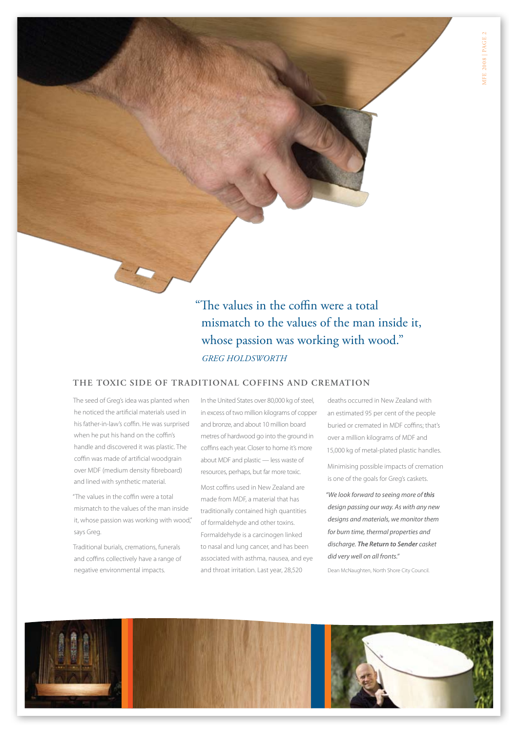"The values in the coffin were a total mismatch to the values of the man inside it, whose passion was working with wood."

*GREG HOLDSWORTH*

## THE TOXIC SIDE OF TRADITIONAL COFFINS AND CREMATION

The seed of Greg's idea was planted when he noticed the artificial materials used in his father-in-law's coffin. He was surprised when he put his hand on the coffin's handle and discovered it was plastic. The coffin was made of artificial woodgrain over MDF (medium density fibreboard) and lined with synthetic material.

"The values in the coffin were a total mismatch to the values of the man inside it, whose passion was working with wood," says Greg.

Traditional burials, cremations, funerals and coffins collectively have a range of negative environmental impacts.

In the United States over 80,000 kg of steel, in excess of two million kilograms of copper and bronze, and about 10 million board metres of hardwood go into the ground in coffins each year. Closer to home it's more about MDF and plastic — less waste of resources, perhaps, but far more toxic.

Most coffins used in New Zealand are made from MDF, a material that has traditionally contained high quantities of formaldehyde and other toxins. Formaldehyde is a carcinogen linked to nasal and lung cancer, and has been associated with asthma, nausea, and eye and throat irritation. Last year, 28,520 deaths occurred in New Zealand with an estimated 95 per cent of the people buried or cremated in MDF coffins; that's over a million kilograms of MDF and 15,000 kg of metal-plated plastic handles.

Minimising possible impacts of cremation is one of the goals for Greg's caskets.

*"We look forward to seeing more of **this** design passing our way. As with any new designs and materials, we monitor them for burn time, thermal properties and discharge. **The Return to Sender** casket did very well on all fronts."*

Dean McNaughten, North Shore City Council.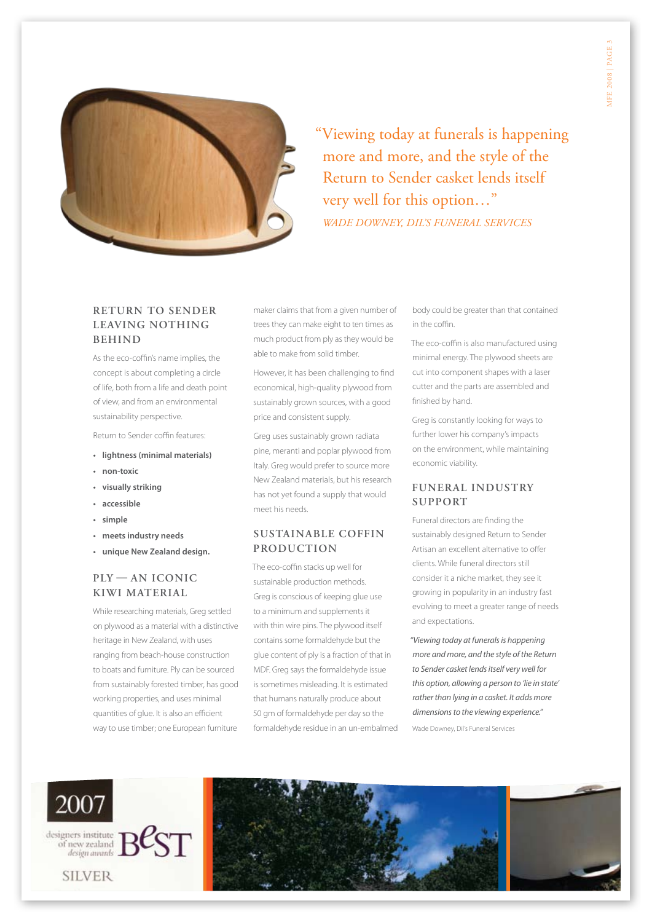"Viewing today at funerals is happening more and more, and the style of the Return to Sender casket lends itself very well for this option…"

*WADE DOWNEY, DIL'S FUNERAL SERVICES*

## RETURN TO SENDER LEAVING NOTHING BEHIND

As the eco-coffin's name implies, the concept is about completing a circle of life, both from a life and death point of view, and from an environmental sustainability perspective.

Return to Sender coffin features:

- **lightness (minimal materials)**
- **non-toxic**
- **visually striking**
- **accessible**
- **simple**
- **meets industry needs**
- **unique New Zealand design.**

## PLY — AN ICONIC KIWI MATERIAL

While researching materials, Greg settled on plywood as a material with a distinctive heritage in New Zealand, with uses ranging from beach-house construction to boats and furniture. Ply can be sourced from sustainably forested timber, has good working properties, and uses minimal quantities of glue. It is also an efficient way to use timber; one European furniture maker claims that from a given number of trees they can make eight to ten times as much product from ply as they would be able to make from solid timber.

However, it has been challenging to find economical, high-quality plywood from sustainably grown sources, with a good price and consistent supply.

Greg uses sustainably grown radiata pine, meranti and poplar plywood from Italy. Greg would prefer to source more New Zealand materials, but his research has not yet found a supply that would meet his needs.

## SUSTAINABLE COFFIN PRODUCTION

The eco-coffin stacks up well for sustainable production methods. Greg is conscious of keeping glue use to a minimum and supplements it with thin wire pins. The plywood itself contains some formaldehyde but the glue content of ply is a fraction of that in MDF. Greg says the formaldehyde issue is sometimes misleading. It is estimated that humans naturally produce about 50 gm of formaldehyde per day so the formaldehyde residue in an un-embalmed body could be greater than that contained in the coffin.

The eco-coffin is also manufactured using minimal energy. The plywood sheets are cut into component shapes with a laser cutter and the parts are assembled and finished by hand.

Greg is constantly looking for ways to further lower his company's impacts on the environment, while maintaining economic viability.

## FUNERAL INDUSTRY SUPPORT

Funeral directors are finding the sustainably designed Return to Sender Artisan an excellent alternative to offer clients. While funeral directors still consider it a niche market, they see it growing in popularity in an industry fast evolving to meet a greater range of needs and expectations.

*"Viewing today at funerals is happening more and more, and the style of the Return to Sender casket lends itself very well for this option, allowing a person to 'lie in state' rather than lying in a casket. It adds more dimensions to the viewing experience."*

Wade Downey, Dil's Funeral Services

2007 designers institute of new zealand design awards BeST SILVER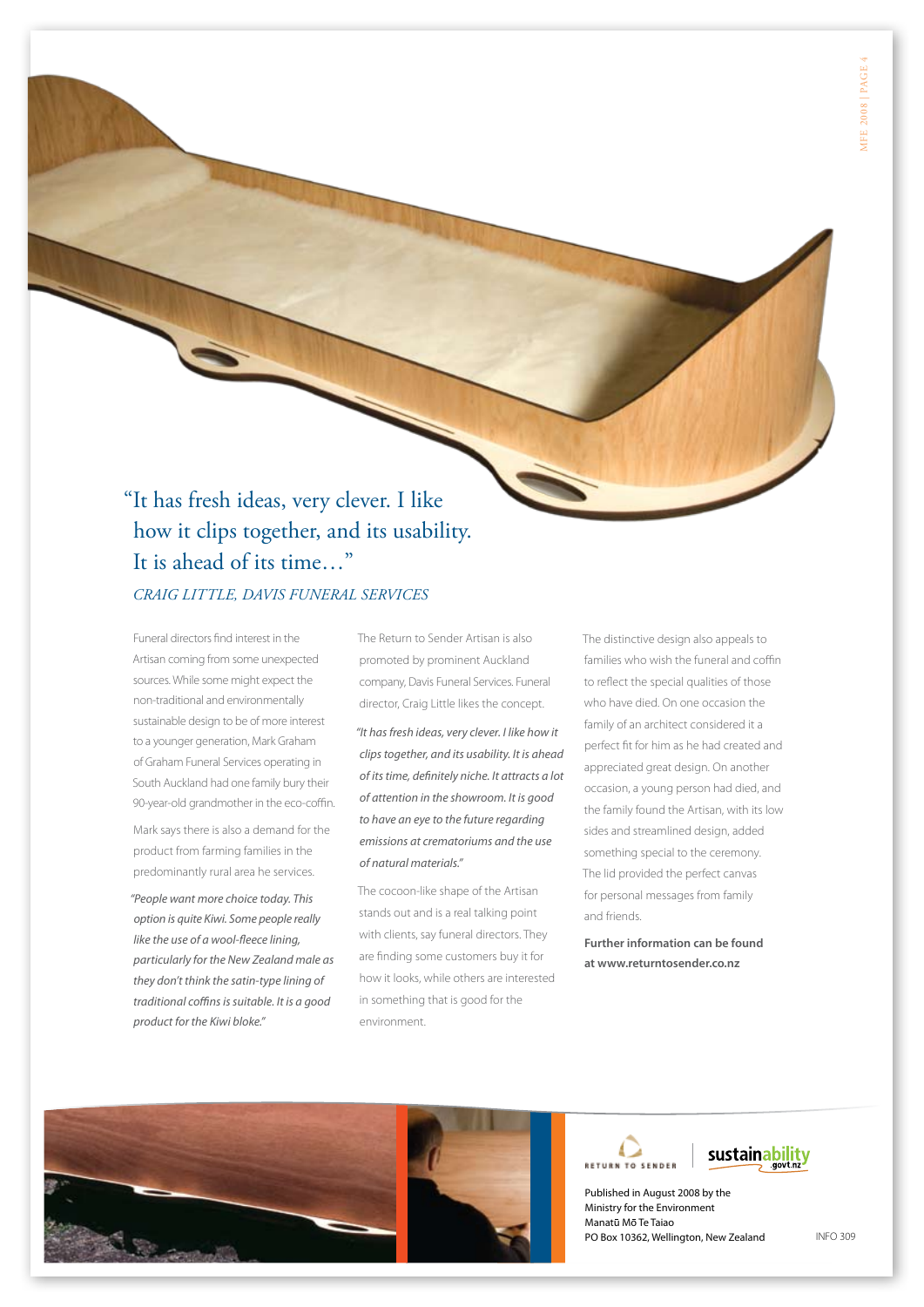> "It has fresh ideas, very clever. I like how it clips together, and its usability. It is ahead of its time…"
>
> *CRAIG LITTLE, DAVIS FUNERAL SERVICES*

Funeral directors find interest in the Artisan coming from some unexpected sources. While some might expect the non-traditional and environmentally sustainable design to be of more interest to a younger generation, Mark Graham of Graham Funeral Services operating in South Auckland had one family bury their 90-year-old grandmother in the eco-coffin.

Mark says there is also a demand for the product from farming families in the predominantly rural area he services.

*"People want more choice today. This option is quite Kiwi. Some people really like the use of a wool-fleece lining, particularly for the New Zealand male as they don't think the satin-type lining of traditional coffins is suitable. It is a good product for the Kiwi bloke."*

The Return to Sender Artisan is also promoted by prominent Auckland company, Davis Funeral Services. Funeral director, Craig Little likes the concept.

*"It has fresh ideas, very clever. I like how it clips together, and its usability. It is ahead of its time, definitely niche. It attracts a lot of attention in the showroom. It is good to have an eye to the future regarding emissions at crematoriums and the use of natural materials."*

The cocoon-like shape of the Artisan stands out and is a real talking point with clients, say funeral directors. They are finding some customers buy it for how it looks, while others are interested in something that is good for the environment.

The distinctive design also appeals to families who wish the funeral and coffin to reflect the special qualities of those who have died. On one occasion the family of an architect considered it a perfect fit for him as he had created and appreciated great design. On another occasion, a young person had died, and the family found the Artisan, with its low sides and streamlined design, added something special to the ceremony. The lid provided the perfect canvas for personal messages from family and friends.

**Further information can be found at www.returntosender.co.nz**

RETURN TO SENDER

sustainability.govt.nz

Published in August 2008 by the Ministry for the Environment
Manatū Mō Te Taiao
PO Box 10362, Wellington, New Zealand

INFO 309